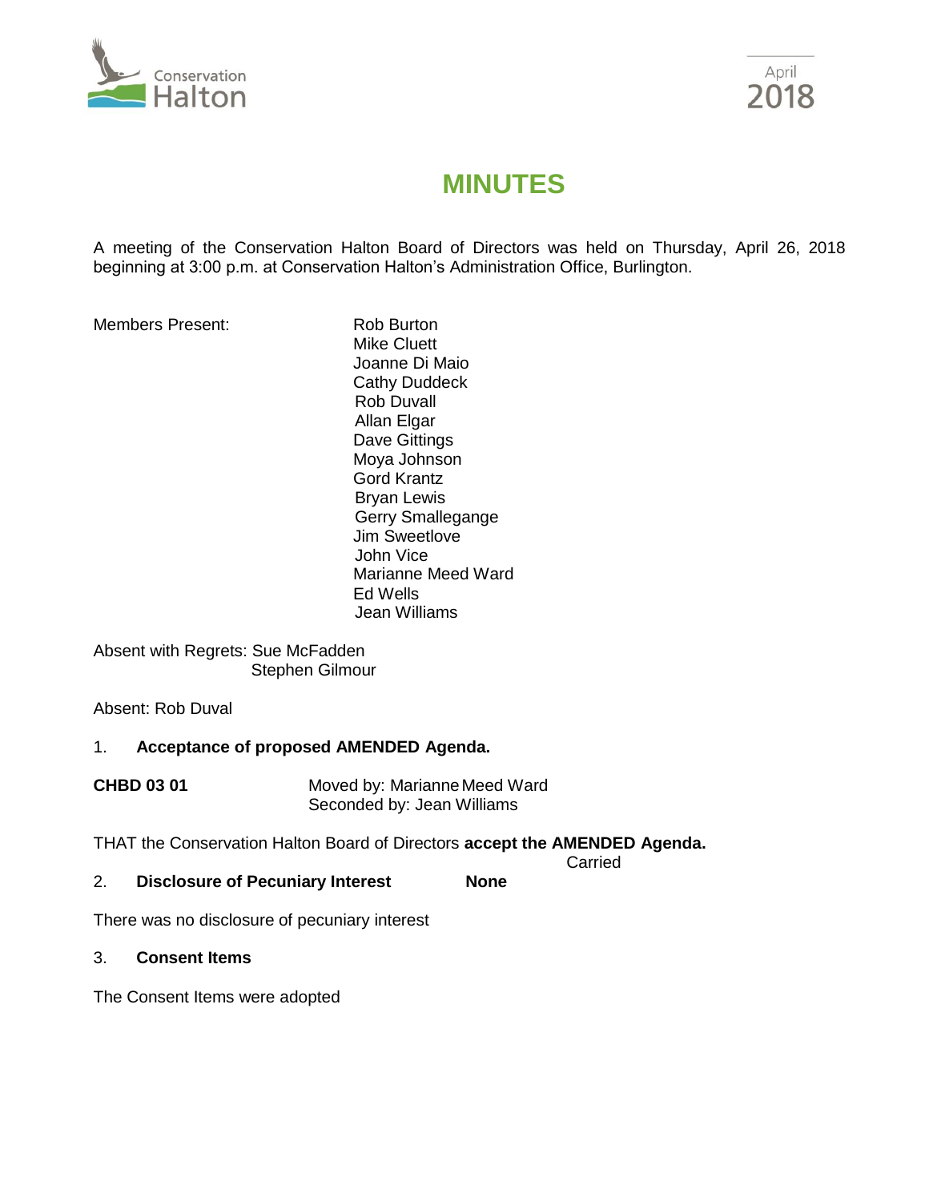Conservation Halton

April 2018

# MINUTES

A meeting of the Conservation Halton Board of Directors was held on Thursday, April 26, 2018 beginning at 3:00 p.m. at Conservation Halton's Administration Office, Burlington.

Members Present:

- Rob Burton
- Mike Cluett
- Joanne Di Maio
- Cathy Duddeck
- Rob Duvall
- Allan Elgar
- Dave Gittings
- Moya Johnson
- Gord Krantz
- Bryan Lewis
- Gerry Smallegange
- Jim Sweetlove
- John Vice
- Marianne Meed Ward
- Ed Wells
- Jean Williams

Absent with Regrets: Sue McFadden
Stephen Gilmour

Absent: Rob Duval

1. **Acceptance of proposed AMENDED Agenda.**

**CHBD 03 01** Moved by: Marianne Meed Ward
Seconded by: Jean Williams

THAT the Conservation Halton Board of Directors **accept the AMENDED Agenda.**

Carried

2. **Disclosure of Pecuniary Interest** **None**

There was no disclosure of pecuniary interest

3. **Consent Items**

The Consent Items were adopted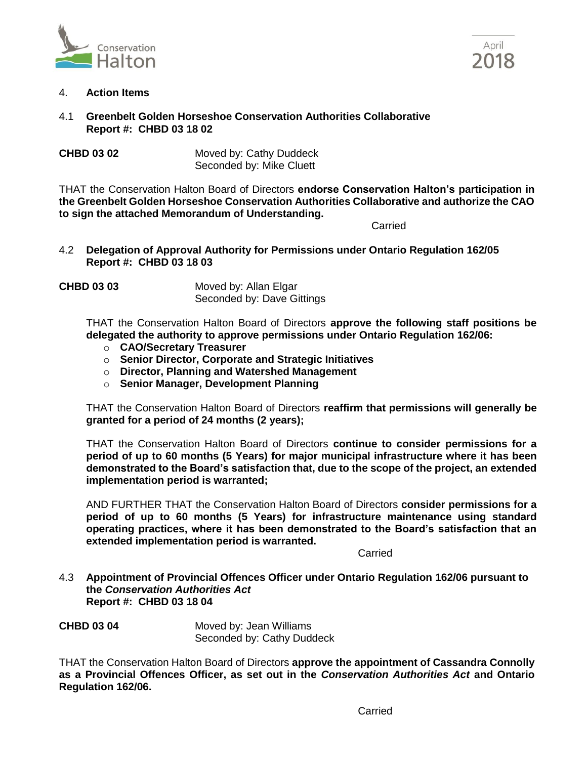4. **Action Items**

4.1 **Greenbelt Golden Horseshoe Conservation Authorities Collaborative**
**Report #: CHBD 03 18 02**

**CHBD 03 02** Moved by: Cathy Duddeck
Seconded by: Mike Cluett

THAT the Conservation Halton Board of Directors **endorse Conservation Halton's participation in the Greenbelt Golden Horseshoe Conservation Authorities Collaborative and authorize the CAO to sign the attached Memorandum of Understanding.**

Carried

4.2 **Delegation of Approval Authority for Permissions under Ontario Regulation 162/05**
**Report #: CHBD 03 18 03**

**CHBD 03 03** Moved by: Allan Elgar
Seconded by: Dave Gittings

THAT the Conservation Halton Board of Directors **approve the following staff positions be delegated the authority to approve permissions under Ontario Regulation 162/06:**

- **CAO/Secretary Treasurer**
- **Senior Director, Corporate and Strategic Initiatives**
- **Director, Planning and Watershed Management**
- **Senior Manager, Development Planning**

THAT the Conservation Halton Board of Directors **reaffirm that permissions will generally be granted for a period of 24 months (2 years);**

THAT the Conservation Halton Board of Directors **continue to consider permissions for a period of up to 60 months (5 Years) for major municipal infrastructure where it has been demonstrated to the Board's satisfaction that, due to the scope of the project, an extended implementation period is warranted;**

AND FURTHER THAT the Conservation Halton Board of Directors **consider permissions for a period of up to 60 months (5 Years) for infrastructure maintenance using standard operating practices, where it has been demonstrated to the Board's satisfaction that an extended implementation period is warranted.**

Carried

4.3 **Appointment of Provincial Offences Officer under Ontario Regulation 162/06 pursuant to the *Conservation Authorities Act***
**Report #: CHBD 03 18 04**

**CHBD 03 04** Moved by: Jean Williams
Seconded by: Cathy Duddeck

THAT the Conservation Halton Board of Directors **approve the appointment of Cassandra Connolly as a Provincial Offences Officer, as set out in the *Conservation Authorities Act* and Ontario Regulation 162/06.**

Carried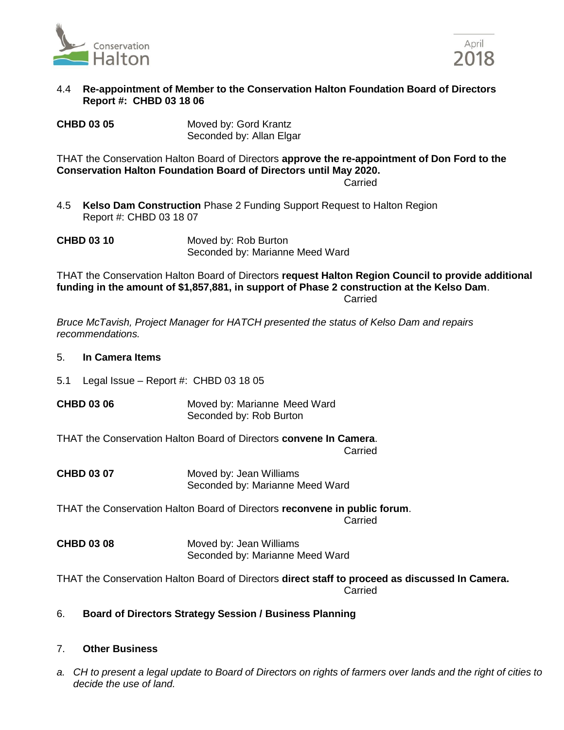4.4 **Re-appointment of Member to the Conservation Halton Foundation Board of Directors Report #: CHBD 03 18 06**

**CHBD 03 05** Moved by: Gord Krantz
Seconded by: Allan Elgar

THAT the Conservation Halton Board of Directors **approve the re-appointment of Don Ford to the Conservation Halton Foundation Board of Directors until May 2020.**

Carried

4.5 **Kelso Dam Construction** Phase 2 Funding Support Request to Halton Region
Report #: CHBD 03 18 07

**CHBD 03 10** Moved by: Rob Burton
Seconded by: Marianne Meed Ward

THAT the Conservation Halton Board of Directors **request Halton Region Council to provide additional funding in the amount of $1,857,881, in support of Phase 2 construction at the Kelso Dam**.

Carried

*Bruce McTavish, Project Manager for HATCH presented the status of Kelso Dam and repairs recommendations.*

5. **In Camera Items**

5.1 Legal Issue – Report #: CHBD 03 18 05

**CHBD 03 06** Moved by: Marianne Meed Ward
Seconded by: Rob Burton

THAT the Conservation Halton Board of Directors **convene In Camera**.

Carried

**CHBD 03 07** Moved by: Jean Williams
Seconded by: Marianne Meed Ward

THAT the Conservation Halton Board of Directors **reconvene in public forum**.

Carried

**CHBD 03 08** Moved by: Jean Williams
Seconded by: Marianne Meed Ward

THAT the Conservation Halton Board of Directors **direct staff to proceed as discussed In Camera.**

Carried

6. **Board of Directors Strategy Session / Business Planning**

7. **Other Business**

*a. CH to present a legal update to Board of Directors on rights of farmers over lands and the right of cities to decide the use of land.*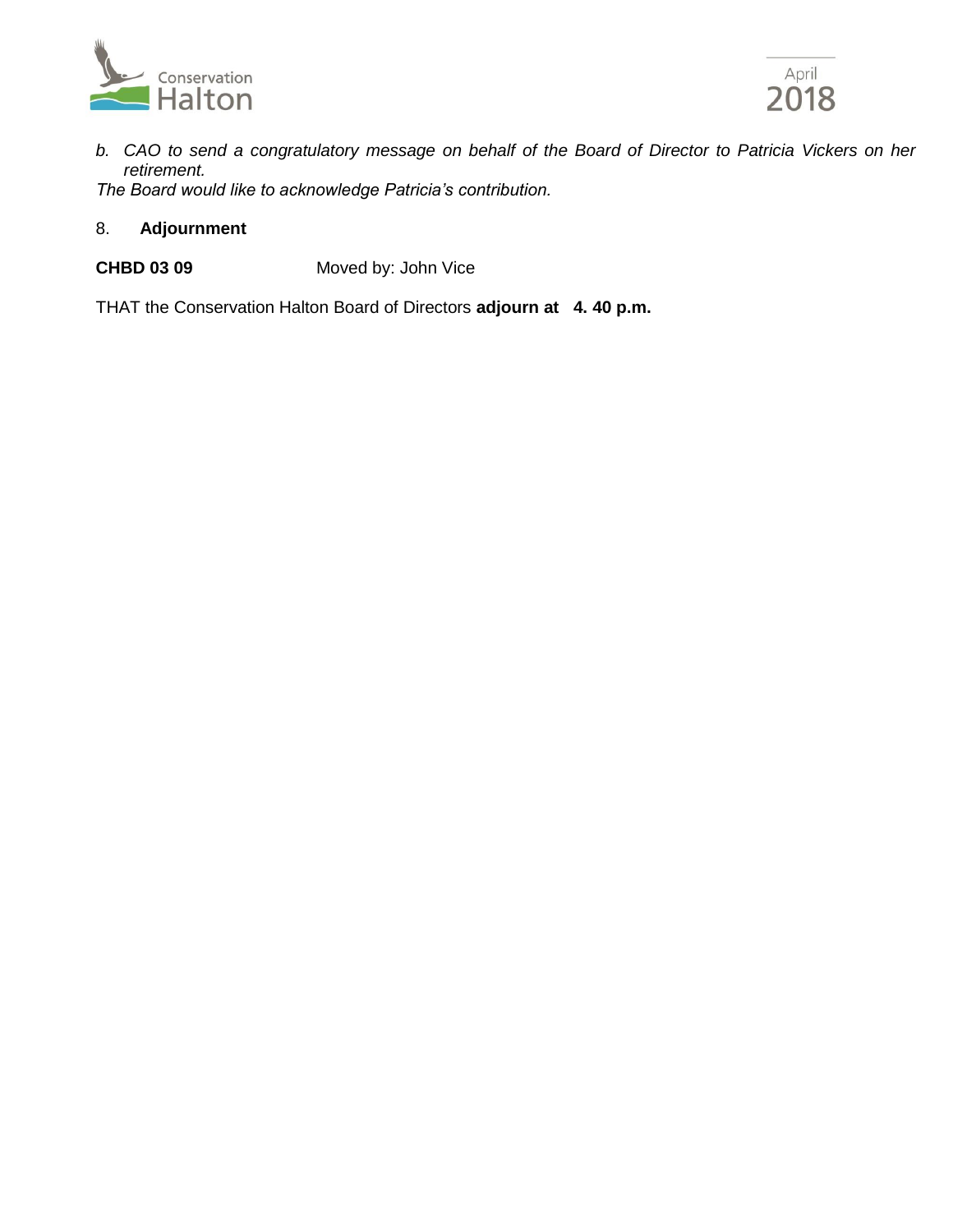*b. CAO to send a congratulatory message on behalf of the Board of Director to Patricia Vickers on her retirement.*

*The Board would like to acknowledge Patricia's contribution.*

8. **Adjournment**

**CHBD 03 09** Moved by: John Vice

THAT the Conservation Halton Board of Directors **adjourn at 4. 40 p.m.**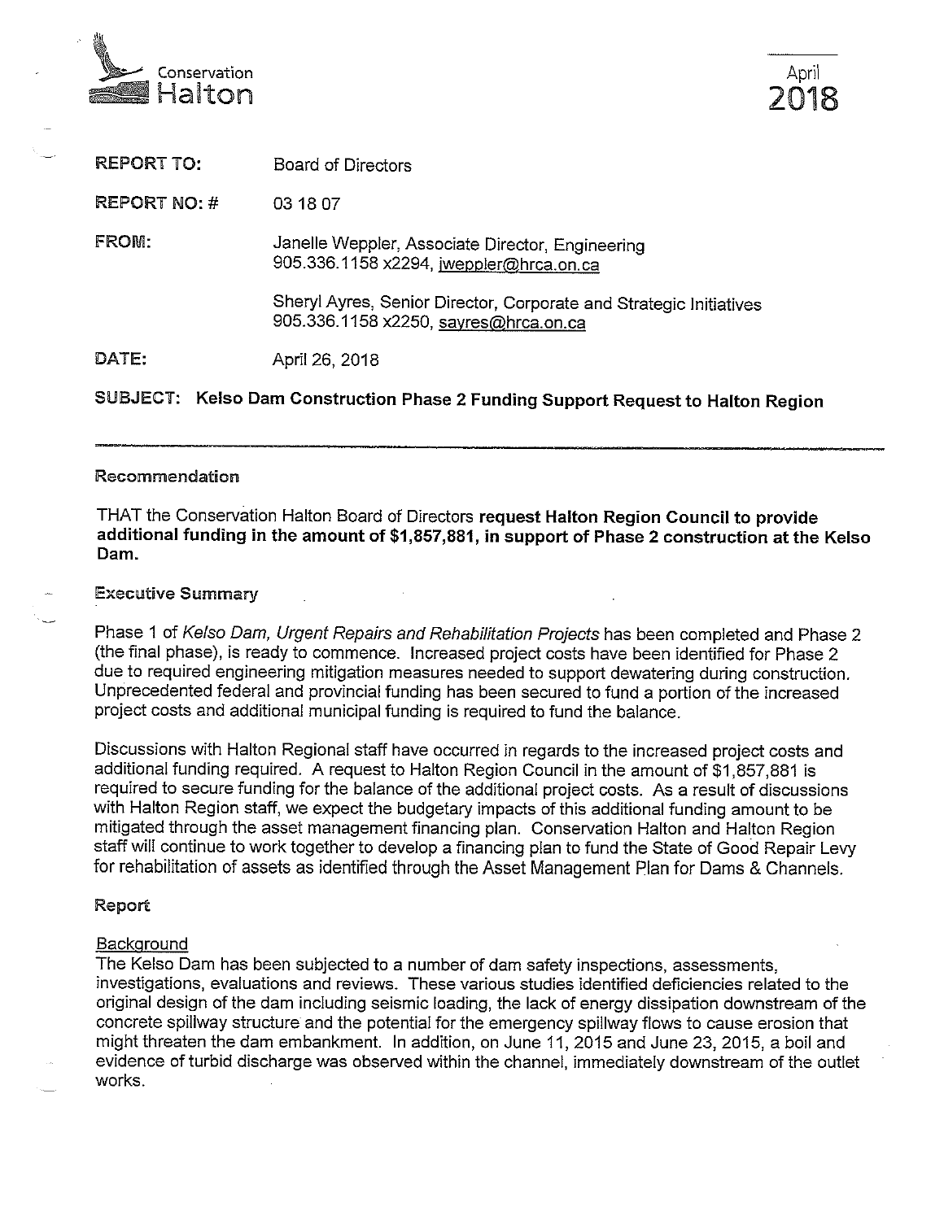Conservation Halton

April 2018

**REPORT TO:** Board of Directors

**REPORT NO: #** 03 18 07

**FROM:** Janelle Weppler, Associate Director, Engineering
905.336.1158 x2294, jweppler@hrca.on.ca

Sheryl Ayres, Senior Director, Corporate and Strategic Initiatives
905.336.1158 x2250, sayres@hrca.on.ca

**DATE:** April 26, 2018

**SUBJECT: Kelso Dam Construction Phase 2 Funding Support Request to Halton Region**

---

## Recommendation

THAT the Conservation Halton Board of Directors **request Halton Region Council to provide additional funding in the amount of $1,857,881, in support of Phase 2 construction at the Kelso Dam.**

## Executive Summary

Phase 1 of *Kelso Dam, Urgent Repairs and Rehabilitation Projects* has been completed and Phase 2 (the final phase), is ready to commence. Increased project costs have been identified for Phase 2 due to required engineering mitigation measures needed to support dewatering during construction. Unprecedented federal and provincial funding has been secured to fund a portion of the increased project costs and additional municipal funding is required to fund the balance.

Discussions with Halton Regional staff have occurred in regards to the increased project costs and additional funding required. A request to Halton Region Council in the amount of $1,857,881 is required to secure funding for the balance of the additional project costs. As a result of discussions with Halton Region staff, we expect the budgetary impacts of this additional funding amount to be mitigated through the asset management financing plan. Conservation Halton and Halton Region staff will continue to work together to develop a financing plan to fund the State of Good Repair Levy for rehabilitation of assets as identified through the Asset Management Plan for Dams & Channels.

## Report

### Background

The Kelso Dam has been subjected to a number of dam safety inspections, assessments, investigations, evaluations and reviews. These various studies identified deficiencies related to the original design of the dam including seismic loading, the lack of energy dissipation downstream of the concrete spillway structure and the potential for the emergency spillway flows to cause erosion that might threaten the dam embankment. In addition, on June 11, 2015 and June 23, 2015, a boil and evidence of turbid discharge was observed within the channel, immediately downstream of the outlet works.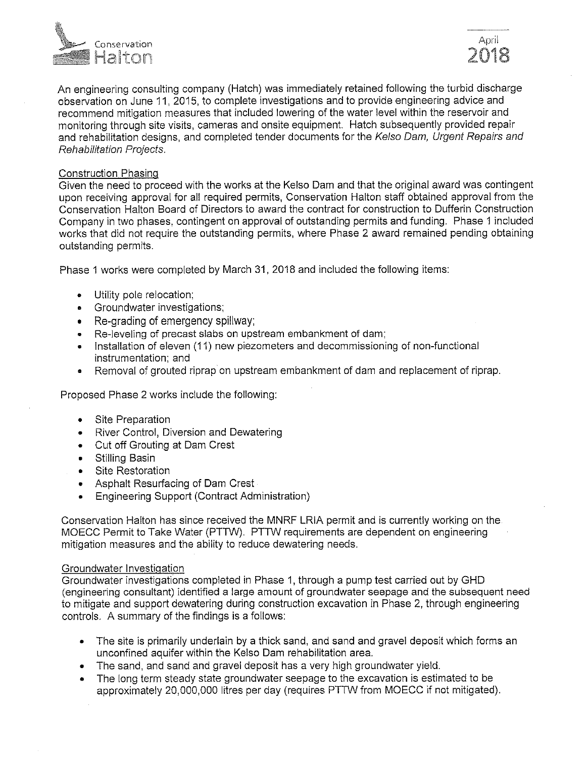An engineering consulting company (Hatch) was immediately retained following the turbid discharge observation on June 11, 2015, to complete investigations and to provide engineering advice and recommend mitigation measures that included lowering of the water level within the reservoir and monitoring through site visits, cameras and onsite equipment. Hatch subsequently provided repair and rehabilitation designs, and completed tender documents for the *Kelso Dam, Urgent Repairs and Rehabilitation Projects.*

## Construction Phasing

Given the need to proceed with the works at the Kelso Dam and that the original award was contingent upon receiving approval for all required permits, Conservation Halton staff obtained approval from the Conservation Halton Board of Directors to award the contract for construction to Dufferin Construction Company in two phases, contingent on approval of outstanding permits and funding. Phase 1 included works that did not require the outstanding permits, where Phase 2 award remained pending obtaining outstanding permits.

Phase 1 works were completed by March 31, 2018 and included the following items:

- Utility pole relocation;
- Groundwater investigations;
- Re-grading of emergency spillway;
- Re-leveling of precast slabs on upstream embankment of dam;
- Installation of eleven (11) new piezometers and decommissioning of non-functional instrumentation; and
- Removal of grouted riprap on upstream embankment of dam and replacement of riprap.

Proposed Phase 2 works include the following:

- Site Preparation
- River Control, Diversion and Dewatering
- Cut off Grouting at Dam Crest
- Stilling Basin
- Site Restoration
- Asphalt Resurfacing of Dam Crest
- Engineering Support (Contract Administration)

Conservation Halton has since received the MNRF LRIA permit and is currently working on the MOECC Permit to Take Water (PTTW). PTTW requirements are dependent on engineering mitigation measures and the ability to reduce dewatering needs.

## Groundwater Investigation

Groundwater investigations completed in Phase 1, through a pump test carried out by GHD (engineering consultant) identified a large amount of groundwater seepage and the subsequent need to mitigate and support dewatering during construction excavation in Phase 2, through engineering controls. A summary of the findings is a follows:

- The site is primarily underlain by a thick sand, and sand and gravel deposit which forms an unconfined aquifer within the Kelso Dam rehabilitation area.
- The sand, and sand and gravel deposit has a very high groundwater yield.
- The long term steady state groundwater seepage to the excavation is estimated to be approximately 20,000,000 litres per day (requires PTTW from MOECC if not mitigated).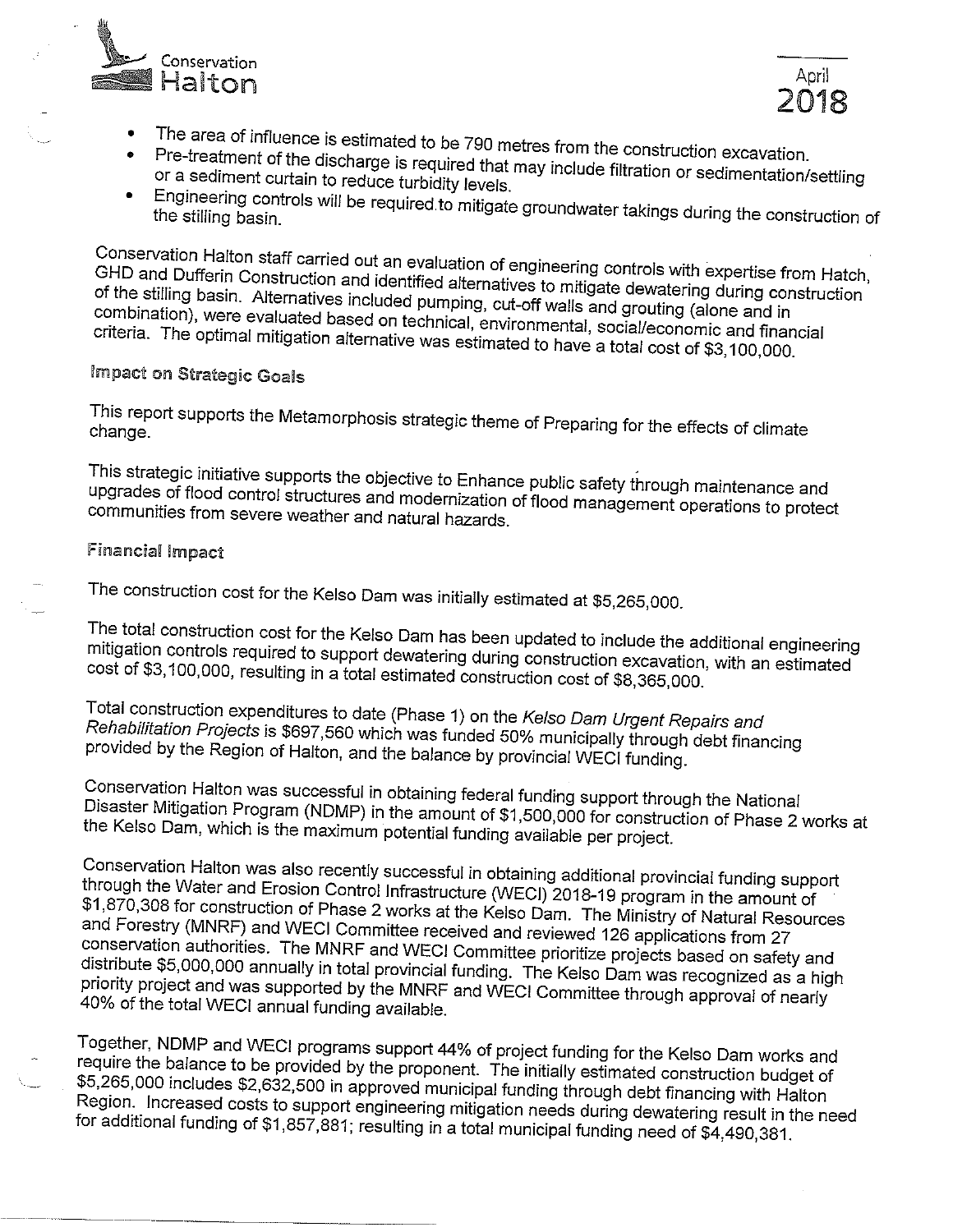- The area of influence is estimated to be 790 metres from the construction excavation.
- Pre-treatment of the discharge is required that may include filtration or sedimentation/settling or a sediment curtain to reduce turbidity levels.
- Engineering controls will be required to mitigate groundwater takings during the construction of the stilling basin.

Conservation Halton staff carried out an evaluation of engineering controls with expertise from Hatch, GHD and Dufferin Construction and identified alternatives to mitigate dewatering during construction of the stilling basin. Alternatives included pumping, cut-off walls and grouting (alone and in combination), were evaluated based on technical, environmental, social/economic and financial criteria. The optimal mitigation alternative was estimated to have a total cost of $3,100,000.

## Impact on Strategic Goals

This report supports the Metamorphosis strategic theme of Preparing for the effects of climate change.

This strategic initiative supports the objective to Enhance public safety through maintenance and upgrades of flood control structures and modernization of flood management operations to protect communities from severe weather and natural hazards.

## Financial Impact

The construction cost for the Kelso Dam was initially estimated at $5,265,000.

The total construction cost for the Kelso Dam has been updated to include the additional engineering mitigation controls required to support dewatering during construction excavation, with an estimated cost of $3,100,000, resulting in a total estimated construction cost of $8,365,000.

Total construction expenditures to date (Phase 1) on the *Kelso Dam Urgent Repairs and Rehabilitation Projects* is $697,560 which was funded 50% municipally through debt financing provided by the Region of Halton, and the balance by provincial WECI funding.

Conservation Halton was successful in obtaining federal funding support through the National Disaster Mitigation Program (NDMP) in the amount of $1,500,000 for construction of Phase 2 works at the Kelso Dam, which is the maximum potential funding available per project.

Conservation Halton was also recently successful in obtaining additional provincial funding support through the Water and Erosion Control Infrastructure (WECI) 2018-19 program in the amount of $1,870,308 for construction of Phase 2 works at the Kelso Dam. The Ministry of Natural Resources and Forestry (MNRF) and WECI Committee received and reviewed 126 applications from 27 conservation authorities. The MNRF and WECI Committee prioritize projects based on safety and distribute $5,000,000 annually in total provincial funding. The Kelso Dam was recognized as a high priority project and was supported by the MNRF and WECI Committee through approval of nearly 40% of the total WECI annual funding available.

Together, NDMP and WECI programs support 44% of project funding for the Kelso Dam works and require the balance to be provided by the proponent. The initially estimated construction budget of $5,265,000 includes $2,632,500 in approved municipal funding through debt financing with Halton Region. Increased costs to support engineering mitigation needs during dewatering result in the need for additional funding of $1,857,881; resulting in a total municipal funding need of $4,490,381.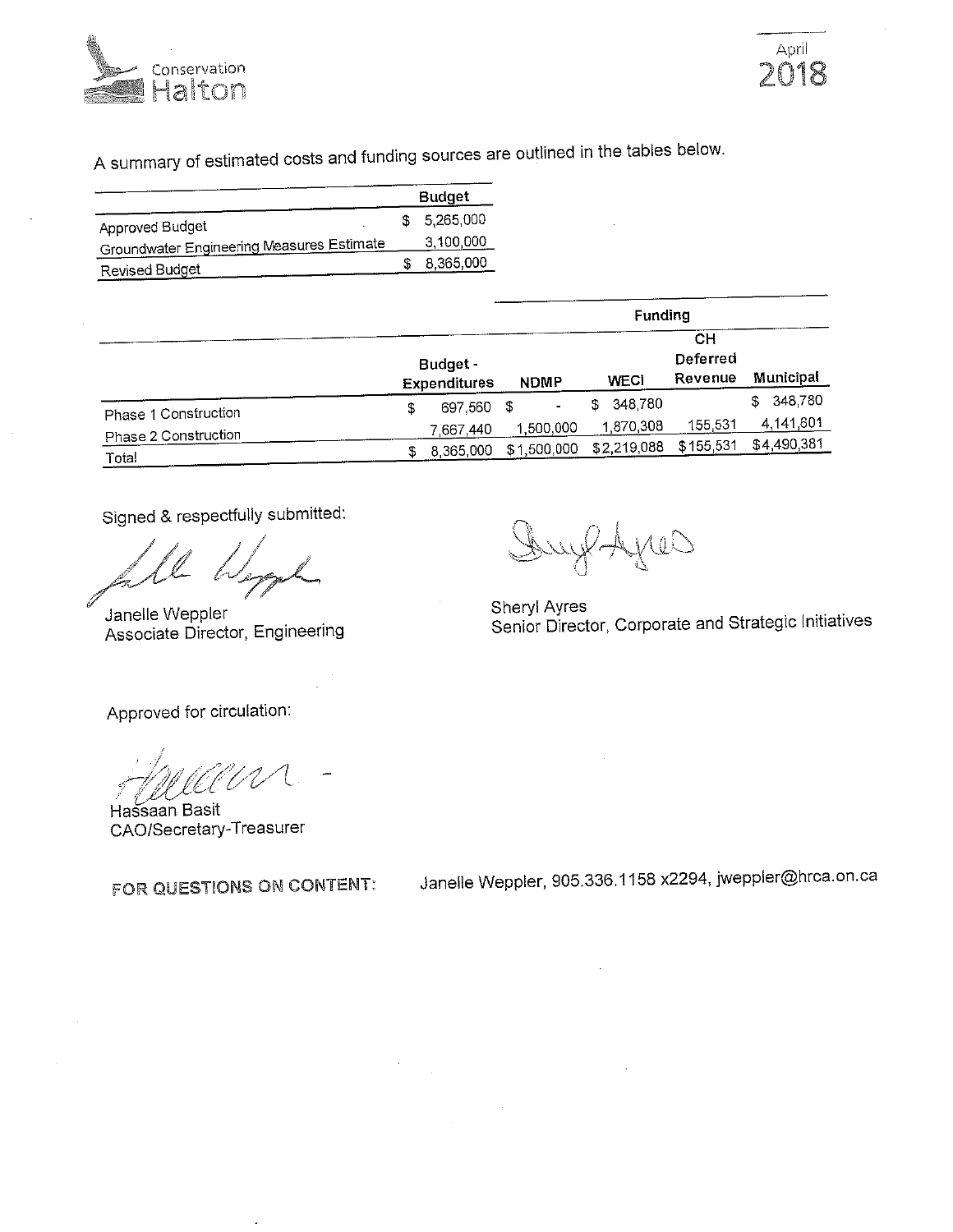A summary of estimated costs and funding sources are outlined in the tables below.

| | Budget |
|---|---|
| Approved Budget | $ 5,265,000 |
| Groundwater Engineering Measures Estimate | 3,100,000 |
| Revised Budget | $ 8,365,000 |

| | | Funding | | | |
|---|---|---|---|---|---|
| | Budget - Expenditures | NDMP | WECI | CH Deferred Revenue | Municipal |
| Phase 1 Construction | $ 697,560 | $ - | $ 348,780 | | $ 348,780 |
| Phase 2 Construction | 7,667,440 | 1,500,000 | 1,870,308 | 155,531 | 4,141,601 |
| Total | $ 8,365,000 | $1,500,000 | $2,219,088 | $155,531 | $4,490,381 |

Signed & respectfully submitted:

Janelle Weppler
Associate Director, Engineering

Sheryl Ayres
Senior Director, Corporate and Strategic Initiatives

Approved for circulation:

Hassaan Basit
CAO/Secretary-Treasurer

**FOR QUESTIONS ON CONTENT:** Janelle Weppler, 905.336.1158 x2294, jweppler@hrca.on.ca